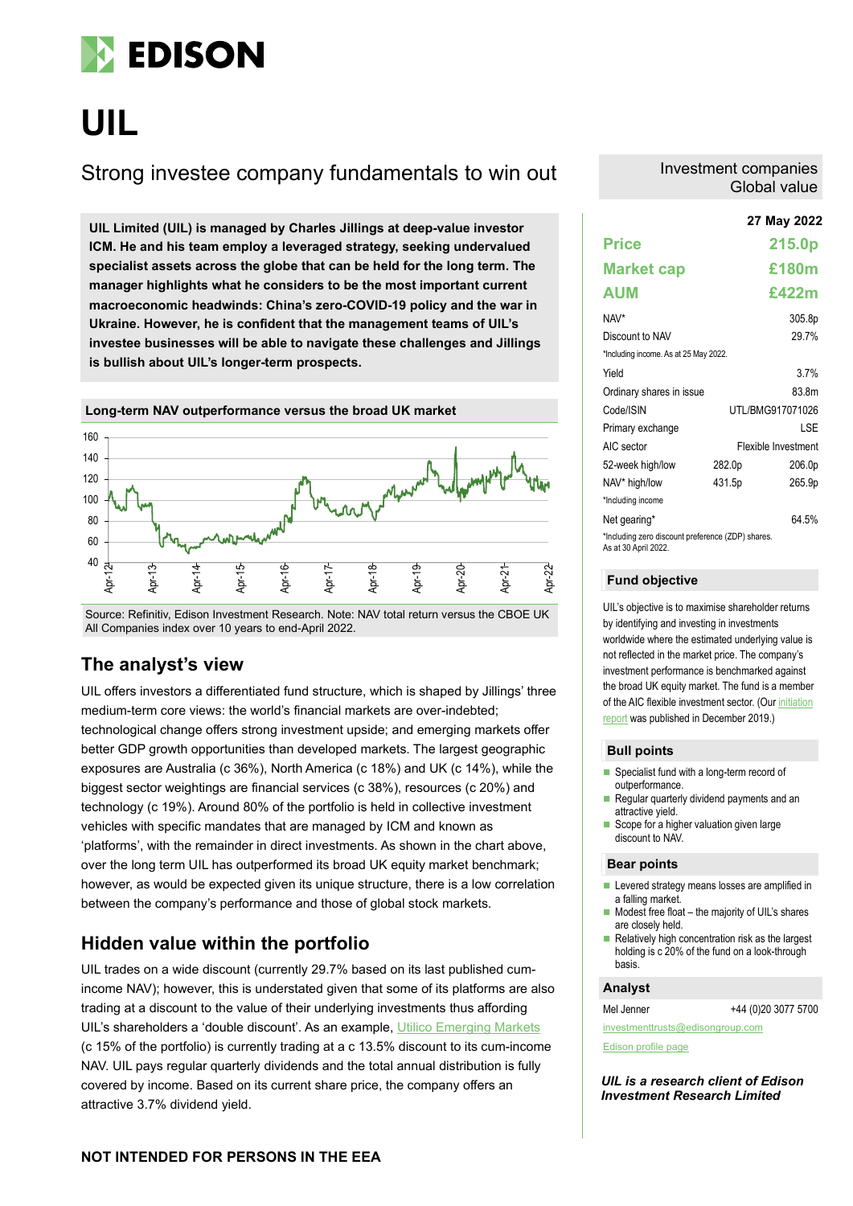# EDISON

# UIL

## Strong investee company fundamentals to win out

Investment companies
Global value

**UIL Limited (UIL) is managed by Charles Jillings at deep-value investor ICM. He and his team employ a leveraged strategy, seeking undervalued specialist assets across the globe that can be held for the long term. The manager highlights what he considers to be the most important current macroeconomic headwinds: China's zero-COVID-19 policy and the war in Ukraine. However, he is confident that the management teams of UIL's investee businesses will be able to navigate these challenges and Jillings is bullish about UIL's longer-term prospects.**

**Long-term NAV outperformance versus the broad UK market**

Source: Refinitiv, Edison Investment Research. Note: NAV total return versus the CBOE UK All Companies index over 10 years to end-April 2022.

## The analyst's view

UIL offers investors a differentiated fund structure, which is shaped by Jillings' three medium-term core views: the world's financial markets are over-indebted; technological change offers strong investment upside; and emerging markets offer better GDP growth opportunities than developed markets. The largest geographic exposures are Australia (c 36%), North America (c 18%) and UK (c 14%), while the biggest sector weightings are financial services (c 38%), resources (c 20%) and technology (c 19%). Around 80% of the portfolio is held in collective investment vehicles with specific mandates that are managed by ICM and known as 'platforms', with the remainder in direct investments. As shown in the chart above, over the long term UIL has outperformed its broad UK equity market benchmark; however, as would be expected given its unique structure, there is a low correlation between the company's performance and those of global stock markets.

## Hidden value within the portfolio

UIL trades on a wide discount (currently 29.7% based on its last published cum-income NAV); however, this is understated given that some of its platforms are also trading at a discount to the value of their underlying investments thus affording UIL's shareholders a 'double discount'. As an example, Utilico Emerging Markets (c 15% of the portfolio) is currently trading at a c 13.5% discount to its cum-income NAV. UIL pays regular quarterly dividends and the total annual distribution is fully covered by income. Based on its current share price, the company offers an attractive 3.7% dividend yield.

**27 May 2022**

| | | |
|---|---|---|
| **Price** | | **215.0p** |
| **Market cap** | | **£180m** |
| **AUM** | | **£422m** |
| NAV* | | 305.8p |
| Discount to NAV | | 29.7% |
| *Including income. As at 25 May 2022. | | |
| Yield | | 3.7% |
| Ordinary shares in issue | | 83.8m |
| Code/ISIN | | UTL/BMG917071026 |
| Primary exchange | | LSE |
| AIC sector | | Flexible Investment |
| 52-week high/low | 282.0p | 206.0p |
| NAV* high/low | 431.5p | 265.9p |
| *Including income | | |
| Net gearing* | | 64.5% |
| *Including zero discount preference (ZDP) shares. As at 30 April 2022. | | |

### Fund objective

UIL's objective is to maximise shareholder returns by identifying and investing in investments worldwide where the estimated underlying value is not reflected in the market price. The company's investment performance is benchmarked against the broad UK equity market. The fund is a member of the AIC flexible investment sector. (Our initiation report was published in December 2019.)

### Bull points

- Specialist fund with a long-term record of outperformance.
- Regular quarterly dividend payments and an attractive yield.
- Scope for a higher valuation given large discount to NAV.

### Bear points

- Levered strategy means losses are amplified in a falling market.
- Modest free float – the majority of UIL's shares are closely held.
- Relatively high concentration risk as the largest holding is c 20% of the fund on a look-through basis.

### Analyst

Mel Jenner +44 (0)20 3077 5700

investmenttrusts@edisongroup.com

Edison profile page

*UIL is a research client of Edison Investment Research Limited*

**NOT INTENDED FOR PERSONS IN THE EEA**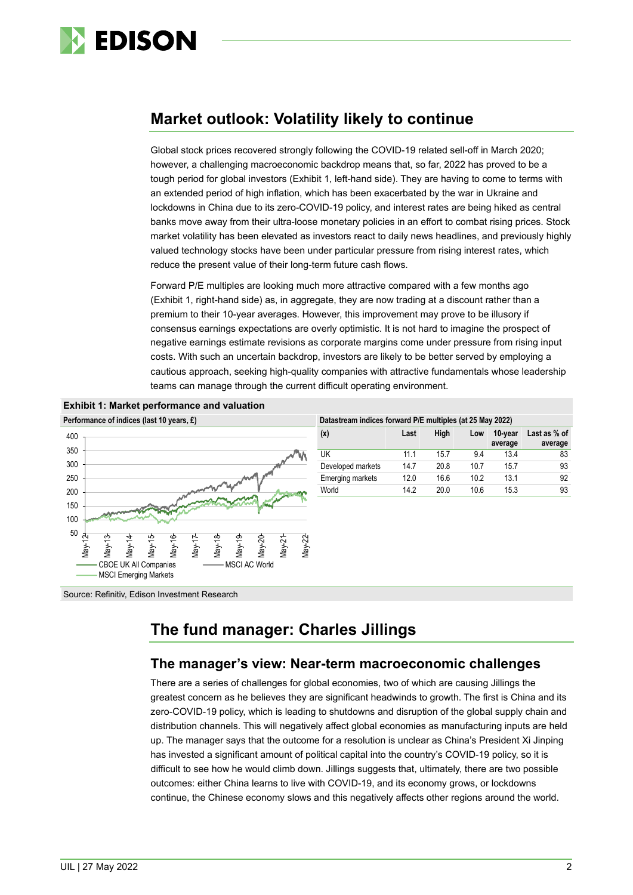## Market outlook: Volatility likely to continue

Global stock prices recovered strongly following the COVID-19 related sell-off in March 2020; however, a challenging macroeconomic backdrop means that, so far, 2022 has proved to be a tough period for global investors (Exhibit 1, left-hand side). They are having to come to terms with an extended period of high inflation, which has been exacerbated by the war in Ukraine and lockdowns in China due to its zero-COVID-19 policy, and interest rates are being hiked as central banks move away from their ultra-loose monetary policies in an effort to combat rising prices. Stock market volatility has been elevated as investors react to daily news headlines, and previously highly valued technology stocks have been under particular pressure from rising interest rates, which reduce the present value of their long-term future cash flows.

Forward P/E multiples are looking much more attractive compared with a few months ago (Exhibit 1, right-hand side) as, in aggregate, they are now trading at a discount rather than a premium to their 10-year averages. However, this improvement may prove to be illusory if consensus earnings expectations are overly optimistic. It is not hard to imagine the prospect of negative earnings estimate revisions as corporate margins come under pressure from rising input costs. With such an uncertain backdrop, investors are likely to be better served by employing a cautious approach, seeking high-quality companies with attractive fundamentals whose leadership teams can manage through the current difficult operating environment.

**Exhibit 1: Market performance and valuation**

**Performance of indices (last 10 years, £)**

(Chart: CBOE UK All Companies, MSCI AC World, MSCI Emerging Markets; May-12 to May-22)

**Datastream indices forward P/E multiples (at 25 May 2022)**

| (x) | Last | High | Low | 10-year average | Last as % of average |
|---|---|---|---|---|---|
| UK | 11.1 | 15.7 | 9.4 | 13.4 | 83 |
| Developed markets | 14.7 | 20.8 | 10.7 | 15.7 | 93 |
| Emerging markets | 12.0 | 16.6 | 10.2 | 13.1 | 92 |
| World | 14.2 | 20.0 | 10.6 | 15.3 | 93 |

Source: Refinitiv, Edison Investment Research

## The fund manager: Charles Jillings

### The manager's view: Near-term macroeconomic challenges

There are a series of challenges for global economies, two of which are causing Jillings the greatest concern as he believes they are significant headwinds to growth. The first is China and its zero-COVID-19 policy, which is leading to shutdowns and disruption of the global supply chain and distribution channels. This will negatively affect global economies as manufacturing inputs are held up. The manager says that the outcome for a resolution is unclear as China's President Xi Jinping has invested a significant amount of political capital into the country's COVID-19 policy, so it is difficult to see how he would climb down. Jillings suggests that, ultimately, there are two possible outcomes: either China learns to live with COVID-19, and its economy grows, or lockdowns continue, the Chinese economy slows and this negatively affects other regions around the world.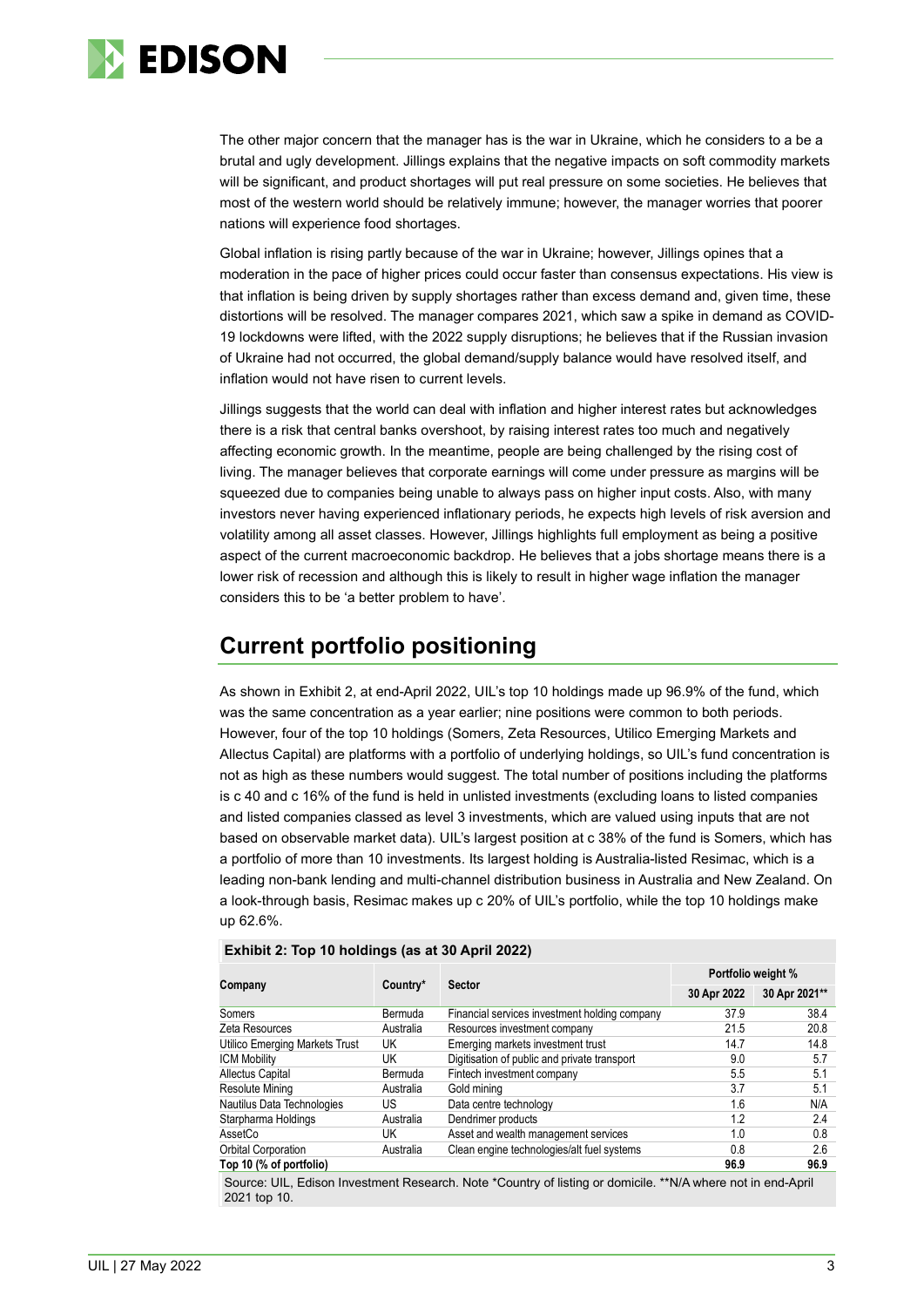The other major concern that the manager has is the war in Ukraine, which he considers to a be a brutal and ugly development. Jillings explains that the negative impacts on soft commodity markets will be significant, and product shortages will put real pressure on some societies. He believes that most of the western world should be relatively immune; however, the manager worries that poorer nations will experience food shortages.

Global inflation is rising partly because of the war in Ukraine; however, Jillings opines that a moderation in the pace of higher prices could occur faster than consensus expectations. His view is that inflation is being driven by supply shortages rather than excess demand and, given time, these distortions will be resolved. The manager compares 2021, which saw a spike in demand as COVID-19 lockdowns were lifted, with the 2022 supply disruptions; he believes that if the Russian invasion of Ukraine had not occurred, the global demand/supply balance would have resolved itself, and inflation would not have risen to current levels.

Jillings suggests that the world can deal with inflation and higher interest rates but acknowledges there is a risk that central banks overshoot, by raising interest rates too much and negatively affecting economic growth. In the meantime, people are being challenged by the rising cost of living. The manager believes that corporate earnings will come under pressure as margins will be squeezed due to companies being unable to always pass on higher input costs. Also, with many investors never having experienced inflationary periods, he expects high levels of risk aversion and volatility among all asset classes. However, Jillings highlights full employment as being a positive aspect of the current macroeconomic backdrop. He believes that a jobs shortage means there is a lower risk of recession and although this is likely to result in higher wage inflation the manager considers this to be 'a better problem to have'.

## Current portfolio positioning

As shown in Exhibit 2, at end-April 2022, UIL's top 10 holdings made up 96.9% of the fund, which was the same concentration as a year earlier; nine positions were common to both periods. However, four of the top 10 holdings (Somers, Zeta Resources, Utilico Emerging Markets and Allectus Capital) are platforms with a portfolio of underlying holdings, so UIL's fund concentration is not as high as these numbers would suggest. The total number of positions including the platforms is c 40 and c 16% of the fund is held in unlisted investments (excluding loans to listed companies and listed companies classed as level 3 investments, which are valued using inputs that are not based on observable market data). UIL's largest position at c 38% of the fund is Somers, which has a portfolio of more than 10 investments. Its largest holding is Australia-listed Resimac, which is a leading non-bank lending and multi-channel distribution business in Australia and New Zealand. On a look-through basis, Resimac makes up c 20% of UIL's portfolio, while the top 10 holdings make up 62.6%.

**Exhibit 2: Top 10 holdings (as at 30 April 2022)**

| Company | Country* | Sector | Portfolio weight % | |
|---|---|---|---|---|
| | | | 30 Apr 2022 | 30 Apr 2021** |
| Somers | Bermuda | Financial services investment holding company | 37.9 | 38.4 |
| Zeta Resources | Australia | Resources investment company | 21.5 | 20.8 |
| Utilico Emerging Markets Trust | UK | Emerging markets investment trust | 14.7 | 14.8 |
| ICM Mobility | UK | Digitisation of public and private transport | 9.0 | 5.7 |
| Allectus Capital | Bermuda | Fintech investment company | 5.5 | 5.1 |
| Resolute Mining | Australia | Gold mining | 3.7 | 5.1 |
| Nautilus Data Technologies | US | Data centre technology | 1.6 | N/A |
| Starpharma Holdings | Australia | Dendrimer products | 1.2 | 2.4 |
| AssetCo | UK | Asset and wealth management services | 1.0 | 0.8 |
| Orbital Corporation | Australia | Clean engine technologies/alt fuel systems | 0.8 | 2.6 |
| **Top 10 (% of portfolio)** | | | **96.9** | **96.9** |

Source: UIL, Edison Investment Research. Note *Country of listing or domicile. **N/A where not in end-April 2021 top 10.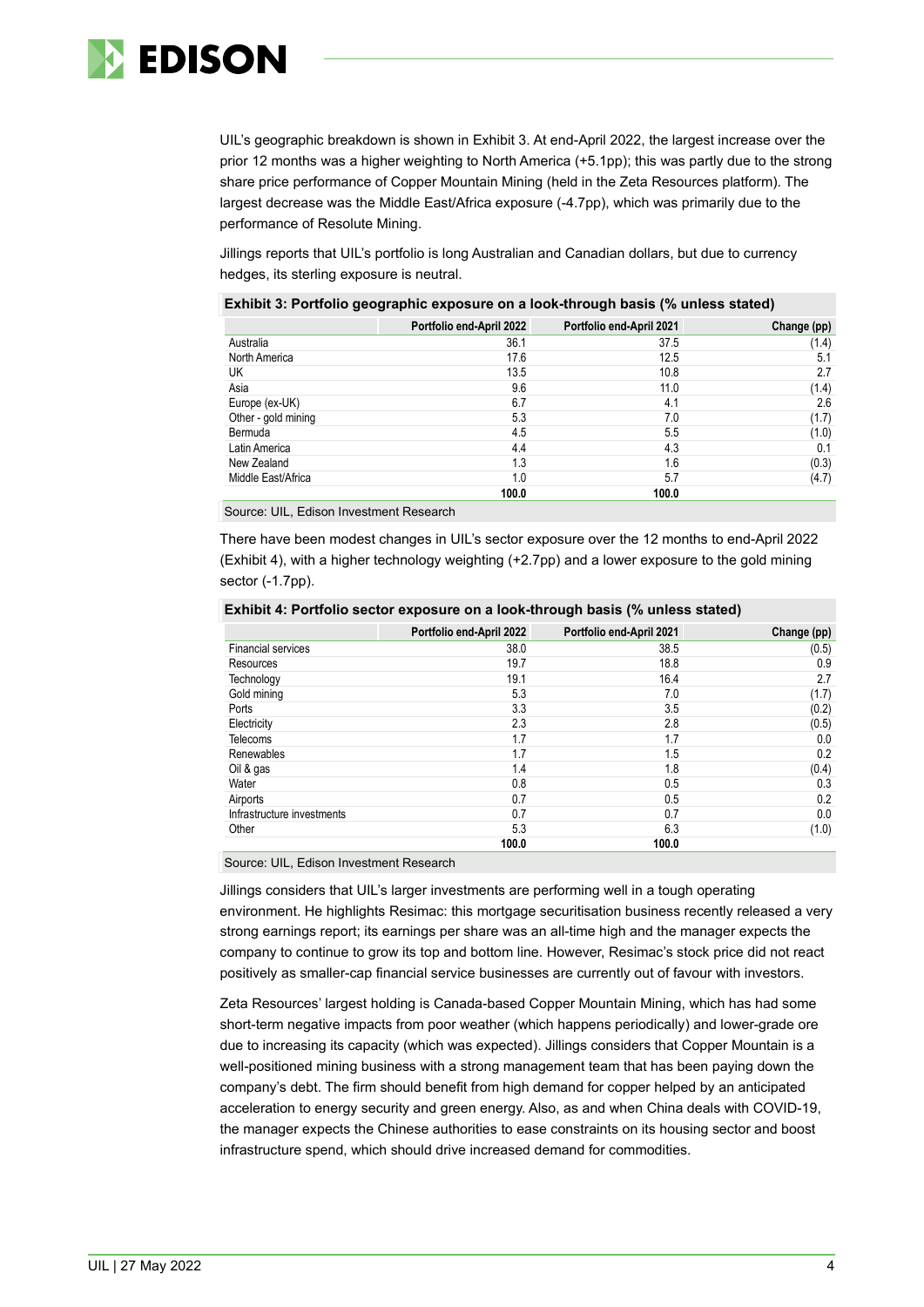UIL's geographic breakdown is shown in Exhibit 3. At end-April 2022, the largest increase over the prior 12 months was a higher weighting to North America (+5.1pp); this was partly due to the strong share price performance of Copper Mountain Mining (held in the Zeta Resources platform). The largest decrease was the Middle East/Africa exposure (-4.7pp), which was primarily due to the performance of Resolute Mining.

Jillings reports that UIL's portfolio is long Australian and Canadian dollars, but due to currency hedges, its sterling exposure is neutral.

**Exhibit 3: Portfolio geographic exposure on a look-through basis (% unless stated)**

| | Portfolio end-April 2022 | Portfolio end-April 2021 | Change (pp) |
|---|---|---|---|
| Australia | 36.1 | 37.5 | (1.4) |
| North America | 17.6 | 12.5 | 5.1 |
| UK | 13.5 | 10.8 | 2.7 |
| Asia | 9.6 | 11.0 | (1.4) |
| Europe (ex-UK) | 6.7 | 4.1 | 2.6 |
| Other - gold mining | 5.3 | 7.0 | (1.7) |
| Bermuda | 4.5 | 5.5 | (1.0) |
| Latin America | 4.4 | 4.3 | 0.1 |
| New Zealand | 1.3 | 1.6 | (0.3) |
| Middle East/Africa | 1.0 | 5.7 | (4.7) |
| | **100.0** | **100.0** | |

Source: UIL, Edison Investment Research

There have been modest changes in UIL's sector exposure over the 12 months to end-April 2022 (Exhibit 4), with a higher technology weighting (+2.7pp) and a lower exposure to the gold mining sector (-1.7pp).

**Exhibit 4: Portfolio sector exposure on a look-through basis (% unless stated)**

| | Portfolio end-April 2022 | Portfolio end-April 2021 | Change (pp) |
|---|---|---|---|
| Financial services | 38.0 | 38.5 | (0.5) |
| Resources | 19.7 | 18.8 | 0.9 |
| Technology | 19.1 | 16.4 | 2.7 |
| Gold mining | 5.3 | 7.0 | (1.7) |
| Ports | 3.3 | 3.5 | (0.2) |
| Electricity | 2.3 | 2.8 | (0.5) |
| Telecoms | 1.7 | 1.7 | 0.0 |
| Renewables | 1.7 | 1.5 | 0.2 |
| Oil & gas | 1.4 | 1.8 | (0.4) |
| Water | 0.8 | 0.5 | 0.3 |
| Airports | 0.7 | 0.5 | 0.2 |
| Infrastructure investments | 0.7 | 0.7 | 0.0 |
| Other | 5.3 | 6.3 | (1.0) |
| | **100.0** | **100.0** | |

Source: UIL, Edison Investment Research

Jillings considers that UIL's larger investments are performing well in a tough operating environment. He highlights Resimac: this mortgage securitisation business recently released a very strong earnings report; its earnings per share was an all-time high and the manager expects the company to continue to grow its top and bottom line. However, Resimac's stock price did not react positively as smaller-cap financial service businesses are currently out of favour with investors.

Zeta Resources' largest holding is Canada-based Copper Mountain Mining, which has had some short-term negative impacts from poor weather (which happens periodically) and lower-grade ore due to increasing its capacity (which was expected). Jillings considers that Copper Mountain is a well-positioned mining business with a strong management team that has been paying down the company's debt. The firm should benefit from high demand for copper helped by an anticipated acceleration to energy security and green energy. Also, as and when China deals with COVID-19, the manager expects the Chinese authorities to ease constraints on its housing sector and boost infrastructure spend, which should drive increased demand for commodities.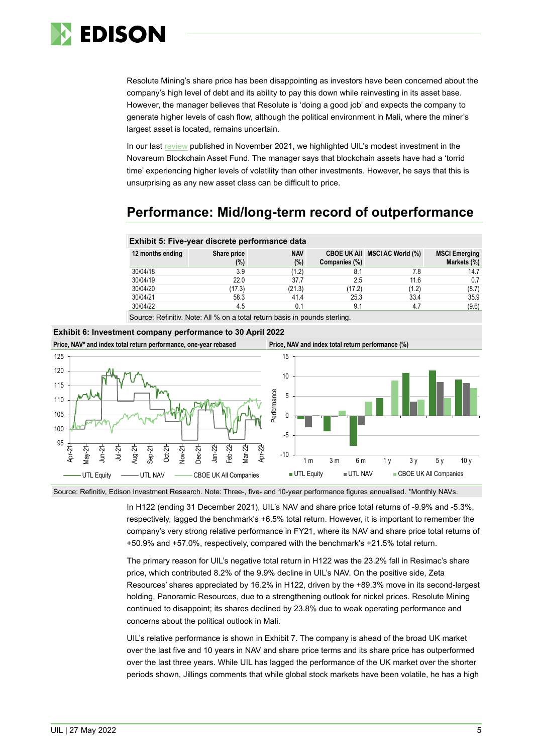Resolute Mining's share price has been disappointing as investors have been concerned about the company's high level of debt and its ability to pay this down while reinvesting in its asset base. However, the manager believes that Resolute is 'doing a good job' and expects the company to generate higher levels of cash flow, although the political environment in Mali, where the miner's largest asset is located, remains uncertain.

In our last review published in November 2021, we highlighted UIL's modest investment in the Novareum Blockchain Asset Fund. The manager says that blockchain assets have had a 'torrid time' experiencing higher levels of volatility than other investments. However, he says that this is unsurprising as any new asset class can be difficult to price.

## Performance: Mid/long-term record of outperformance

**Exhibit 5: Five-year discrete performance data**

| 12 months ending | Share price (%) | NAV (%) | CBOE UK All Companies (%) | MSCI AC World (%) | MSCI Emerging Markets (%) |
|---|---|---|---|---|---|
| 30/04/18 | 3.9 | (1.2) | 8.1 | 7.8 | 14.7 |
| 30/04/19 | 22.0 | 37.7 | 2.5 | 11.6 | 0.7 |
| 30/04/20 | (17.3) | (21.3) | (17.2) | (1.2) | (8.7) |
| 30/04/21 | 58.3 | 41.4 | 25.3 | 33.4 | 35.9 |
| 30/04/22 | 4.5 | 0.1 | 9.1 | 4.7 | (9.6) |

Source: Refinitiv. Note: All % on a total return basis in pounds sterling.

**Exhibit 6: Investment company performance to 30 April 2022**

Price, NAV* and index total return performance, one-year rebased

Price, NAV and index total return performance (%)

Source: Refinitiv, Edison Investment Research. Note: Three-, five- and 10-year performance figures annualised. *Monthly NAVs.

In H122 (ending 31 December 2021), UIL's NAV and share price total returns of -9.9% and -5.3%, respectively, lagged the benchmark's +6.5% total return. However, it is important to remember the company's very strong relative performance in FY21, where its NAV and share price total returns of +50.9% and +57.0%, respectively, compared with the benchmark's +21.5% total return.

The primary reason for UIL's negative total return in H122 was the 23.2% fall in Resimac's share price, which contributed 8.2% of the 9.9% decline in UIL's NAV. On the positive side, Zeta Resources' shares appreciated by 16.2% in H122, driven by the +89.3% move in its second-largest holding, Panoramic Resources, due to a strengthening outlook for nickel prices. Resolute Mining continued to disappoint; its shares declined by 23.8% due to weak operating performance and concerns about the political outlook in Mali.

UIL's relative performance is shown in Exhibit 7. The company is ahead of the broad UK market over the last five and 10 years in NAV and share price terms and its share price has outperformed over the last three years. While UIL has lagged the performance of the UK market over the shorter periods shown, Jillings comments that while global stock markets have been volatile, he has a high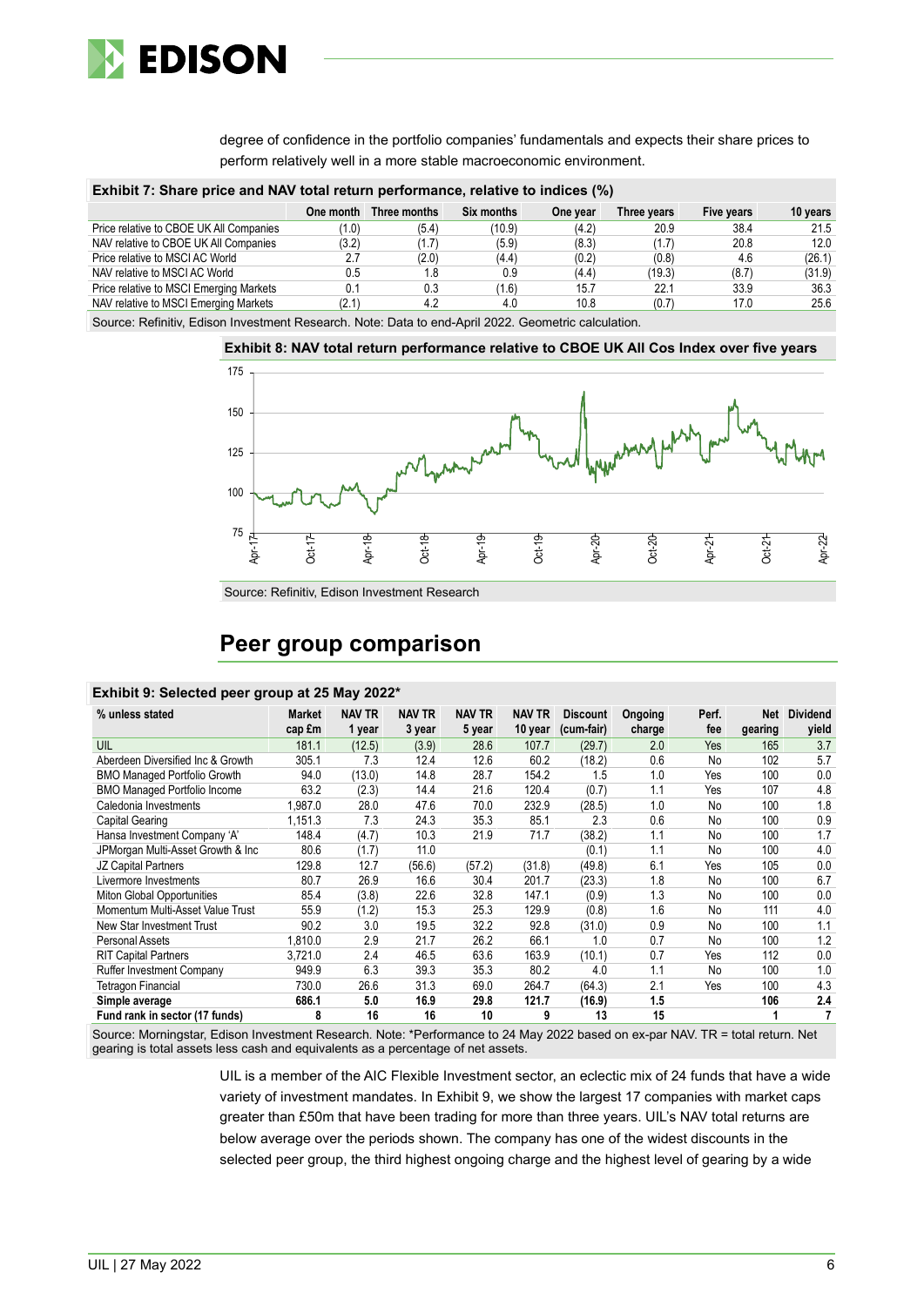degree of confidence in the portfolio companies' fundamentals and expects their share prices to perform relatively well in a more stable macroeconomic environment.

**Exhibit 7: Share price and NAV total return performance, relative to indices (%)**

| | One month | Three months | Six months | One year | Three years | Five years | 10 years |
|---|---|---|---|---|---|---|---|
| Price relative to CBOE UK All Companies | (1.0) | (5.4) | (10.9) | (4.2) | 20.9 | 38.4 | 21.5 |
| NAV relative to CBOE UK All Companies | (3.2) | (1.7) | (5.9) | (8.3) | (1.7) | 20.8 | 12.0 |
| Price relative to MSCI AC World | 2.7 | (2.0) | (4.4) | (0.2) | (0.8) | 4.6 | (26.1) |
| NAV relative to MSCI AC World | 0.5 | 1.8 | 0.9 | (4.4) | (19.3) | (8.7) | (31.9) |
| Price relative to MSCI Emerging Markets | 0.1 | 0.3 | (1.6) | 15.7 | 22.1 | 33.9 | 36.3 |
| NAV relative to MSCI Emerging Markets | (2.1) | 4.2 | 4.0 | 10.8 | (0.7) | 17.0 | 25.6 |

Source: Refinitiv, Edison Investment Research. Note: Data to end-April 2022. Geometric calculation.

**Exhibit 8: NAV total return performance relative to CBOE UK All Cos Index over five years**

Source: Refinitiv, Edison Investment Research

## Peer group comparison

**Exhibit 9: Selected peer group at 25 May 2022***

| % unless stated | Market cap £m | NAV TR 1 year | NAV TR 3 year | NAV TR 5 year | NAV TR 10 year | Discount (cum-fair) | Ongoing charge | Perf. fee | Net gearing | Dividend yield |
|---|---|---|---|---|---|---|---|---|---|---|
| UIL | 181.1 | (12.5) | (3.9) | 28.6 | 107.7 | (29.7) | 2.0 | Yes | 165 | 3.7 |
| Aberdeen Diversified Inc & Growth | 305.1 | 7.3 | 12.4 | 12.6 | 60.2 | (18.2) | 0.6 | No | 102 | 5.7 |
| BMO Managed Portfolio Growth | 94.0 | (13.0) | 14.8 | 28.7 | 154.2 | 1.5 | 1.0 | Yes | 100 | 0.0 |
| BMO Managed Portfolio Income | 63.2 | (2.3) | 14.4 | 21.6 | 120.4 | (0.7) | 1.1 | Yes | 107 | 4.8 |
| Caledonia Investments | 1,987.0 | 28.0 | 47.6 | 70.0 | 232.9 | (28.5) | 1.0 | No | 100 | 1.8 |
| Capital Gearing | 1,151.3 | 7.3 | 24.3 | 35.3 | 85.1 | 2.3 | 0.6 | No | 100 | 0.9 |
| Hansa Investment Company 'A' | 148.4 | (4.7) | 10.3 | 21.9 | 71.7 | (38.2) | 1.1 | No | 100 | 1.7 |
| JPMorgan Multi-Asset Growth & Inc | 80.6 | (1.7) | 11.0 | | | (0.1) | 1.1 | No | 100 | 4.0 |
| JZ Capital Partners | 129.8 | 12.7 | (56.6) | (57.2) | (31.8) | (49.8) | 6.1 | Yes | 105 | 0.0 |
| Livermore Investments | 80.7 | 26.9 | 16.6 | 30.4 | 201.7 | (23.3) | 1.8 | No | 100 | 6.7 |
| Miton Global Opportunities | 85.4 | (3.8) | 22.6 | 32.8 | 147.1 | (0.9) | 1.3 | No | 100 | 0.0 |
| Momentum Multi-Asset Value Trust | 55.9 | (1.2) | 15.3 | 25.3 | 129.9 | (0.8) | 1.6 | No | 111 | 4.0 |
| New Star Investment Trust | 90.2 | 3.0 | 19.5 | 32.2 | 92.8 | (31.0) | 0.9 | No | 100 | 1.1 |
| Personal Assets | 1,810.0 | 2.9 | 21.7 | 26.2 | 66.1 | 1.0 | 0.7 | No | 100 | 1.2 |
| RIT Capital Partners | 3,721.0 | 2.4 | 46.5 | 63.6 | 163.9 | (10.1) | 0.7 | Yes | 112 | 0.0 |
| Ruffer Investment Company | 949.9 | 6.3 | 39.3 | 35.3 | 80.2 | 4.0 | 1.1 | No | 100 | 1.0 |
| Tetragon Financial | 730.0 | 26.6 | 31.3 | 69.0 | 264.7 | (64.3) | 2.1 | Yes | 100 | 4.3 |
| **Simple average** | **686.1** | **5.0** | **16.9** | **29.8** | **121.7** | **(16.9)** | **1.5** | | **106** | **2.4** |
| **Fund rank in sector (17 funds)** | **8** | **16** | **16** | **10** | **9** | **13** | **15** | | **1** | **7** |

Source: Morningstar, Edison Investment Research. Note: *Performance to 24 May 2022 based on ex-par NAV. TR = total return. Net gearing is total assets less cash and equivalents as a percentage of net assets.

UIL is a member of the AIC Flexible Investment sector, an eclectic mix of 24 funds that have a wide variety of investment mandates. In Exhibit 9, we show the largest 17 companies with market caps greater than £50m that have been trading for more than three years. UIL's NAV total returns are below average over the periods shown. The company has one of the widest discounts in the selected peer group, the third highest ongoing charge and the highest level of gearing by a wide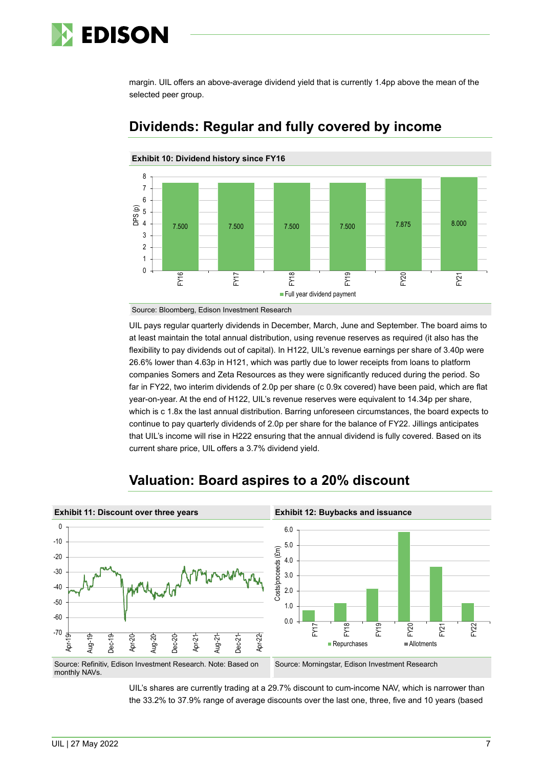margin. UIL offers an above-average dividend yield that is currently 1.4pp above the mean of the selected peer group.

## Dividends: Regular and fully covered by income

**Exhibit 10: Dividend history since FY16**

| | FY16 | FY17 | FY18 | FY19 | FY20 | FY21 |
|---|---|---|---|---|---|---|
| Full year dividend payment (DPS, p) | 7.500 | 7.500 | 7.500 | 7.500 | 7.875 | 8.000 |

Source: Bloomberg, Edison Investment Research

UIL pays regular quarterly dividends in December, March, June and September. The board aims to at least maintain the total annual distribution, using revenue reserves as required (it also has the flexibility to pay dividends out of capital). In H122, UIL's revenue earnings per share of 3.40p were 26.6% lower than 4.63p in H121, which was partly due to lower receipts from loans to platform companies Somers and Zeta Resources as they were significantly reduced during the period. So far in FY22, two interim dividends of 2.0p per share (c 0.9x covered) have been paid, which are flat year-on-year. At the end of H122, UIL's revenue reserves were equivalent to 14.34p per share, which is c 1.8x the last annual distribution. Barring unforeseen circumstances, the board expects to continue to pay quarterly dividends of 2.0p per share for the balance of FY22. Jillings anticipates that UIL's income will rise in H222 ensuring that the annual dividend is fully covered. Based on its current share price, UIL offers a 3.7% dividend yield.

## Valuation: Board aspires to a 20% discount

**Exhibit 11: Discount over three years**

Source: Refinitiv, Edison Investment Research. Note: Based on monthly NAVs.

**Exhibit 12: Buybacks and issuance**

Source: Morningstar, Edison Investment Research

UIL's shares are currently trading at a 29.7% discount to cum-income NAV, which is narrower than the 33.2% to 37.9% range of average discounts over the last one, three, five and 10 years (based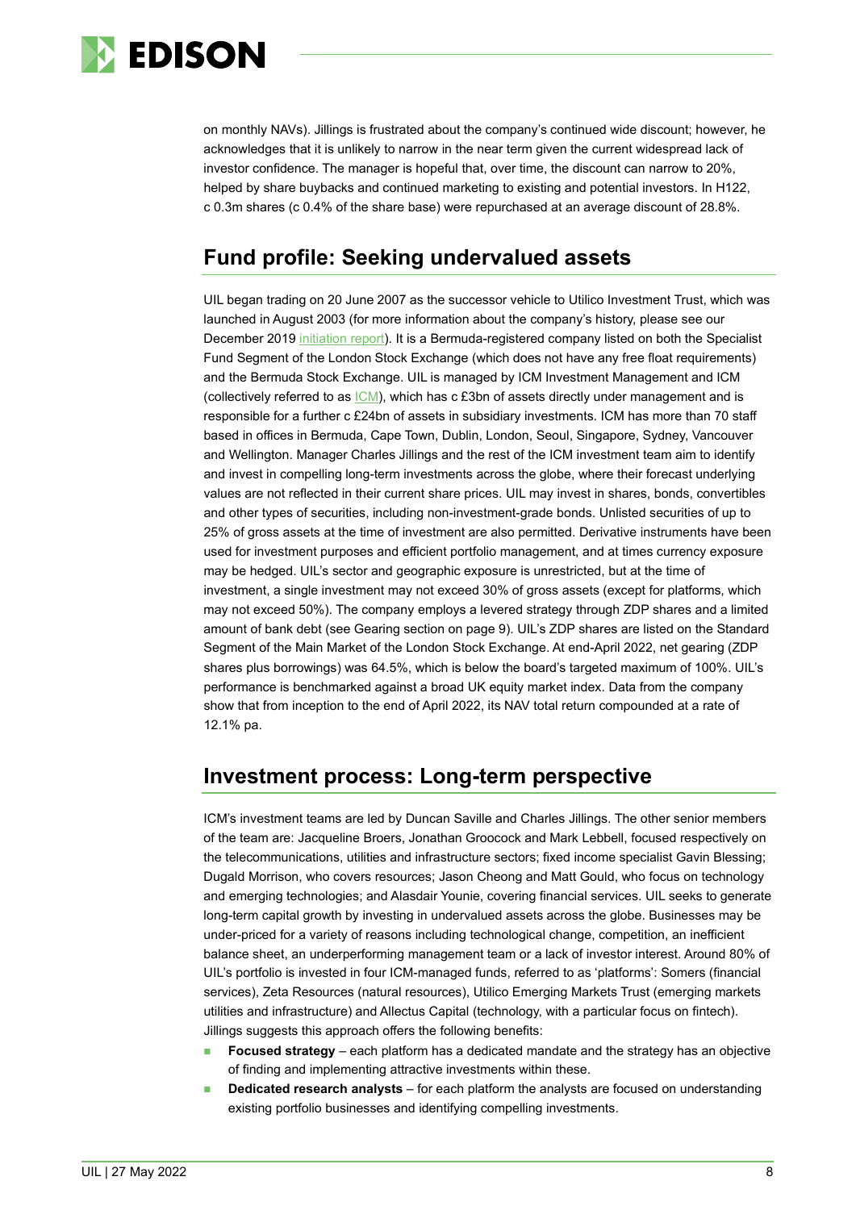on monthly NAVs). Jillings is frustrated about the company's continued wide discount; however, he acknowledges that it is unlikely to narrow in the near term given the current widespread lack of investor confidence. The manager is hopeful that, over time, the discount can narrow to 20%, helped by share buybacks and continued marketing to existing and potential investors. In H122, c 0.3m shares (c 0.4% of the share base) were repurchased at an average discount of 28.8%.

## Fund profile: Seeking undervalued assets

UIL began trading on 20 June 2007 as the successor vehicle to Utilico Investment Trust, which was launched in August 2003 (for more information about the company's history, please see our December 2019 initiation report). It is a Bermuda-registered company listed on both the Specialist Fund Segment of the London Stock Exchange (which does not have any free float requirements) and the Bermuda Stock Exchange. UIL is managed by ICM Investment Management and ICM (collectively referred to as ICM), which has c £3bn of assets directly under management and is responsible for a further c £24bn of assets in subsidiary investments. ICM has more than 70 staff based in offices in Bermuda, Cape Town, Dublin, London, Seoul, Singapore, Sydney, Vancouver and Wellington. Manager Charles Jillings and the rest of the ICM investment team aim to identify and invest in compelling long-term investments across the globe, where their forecast underlying values are not reflected in their current share prices. UIL may invest in shares, bonds, convertibles and other types of securities, including non-investment-grade bonds. Unlisted securities of up to 25% of gross assets at the time of investment are also permitted. Derivative instruments have been used for investment purposes and efficient portfolio management, and at times currency exposure may be hedged. UIL's sector and geographic exposure is unrestricted, but at the time of investment, a single investment may not exceed 30% of gross assets (except for platforms, which may not exceed 50%). The company employs a levered strategy through ZDP shares and a limited amount of bank debt (see Gearing section on page 9). UIL's ZDP shares are listed on the Standard Segment of the Main Market of the London Stock Exchange. At end-April 2022, net gearing (ZDP shares plus borrowings) was 64.5%, which is below the board's targeted maximum of 100%. UIL's performance is benchmarked against a broad UK equity market index. Data from the company show that from inception to the end of April 2022, its NAV total return compounded at a rate of 12.1% pa.

## Investment process: Long-term perspective

ICM's investment teams are led by Duncan Saville and Charles Jillings. The other senior members of the team are: Jacqueline Broers, Jonathan Groocock and Mark Lebbell, focused respectively on the telecommunications, utilities and infrastructure sectors; fixed income specialist Gavin Blessing; Dugald Morrison, who covers resources; Jason Cheong and Matt Gould, who focus on technology and emerging technologies; and Alasdair Younie, covering financial services. UIL seeks to generate long-term capital growth by investing in undervalued assets across the globe. Businesses may be under-priced for a variety of reasons including technological change, competition, an inefficient balance sheet, an underperforming management team or a lack of investor interest. Around 80% of UIL's portfolio is invested in four ICM-managed funds, referred to as 'platforms': Somers (financial services), Zeta Resources (natural resources), Utilico Emerging Markets Trust (emerging markets utilities and infrastructure) and Allectus Capital (technology, with a particular focus on fintech). Jillings suggests this approach offers the following benefits:

- **Focused strategy** – each platform has a dedicated mandate and the strategy has an objective of finding and implementing attractive investments within these.
- **Dedicated research analysts** – for each platform the analysts are focused on understanding existing portfolio businesses and identifying compelling investments.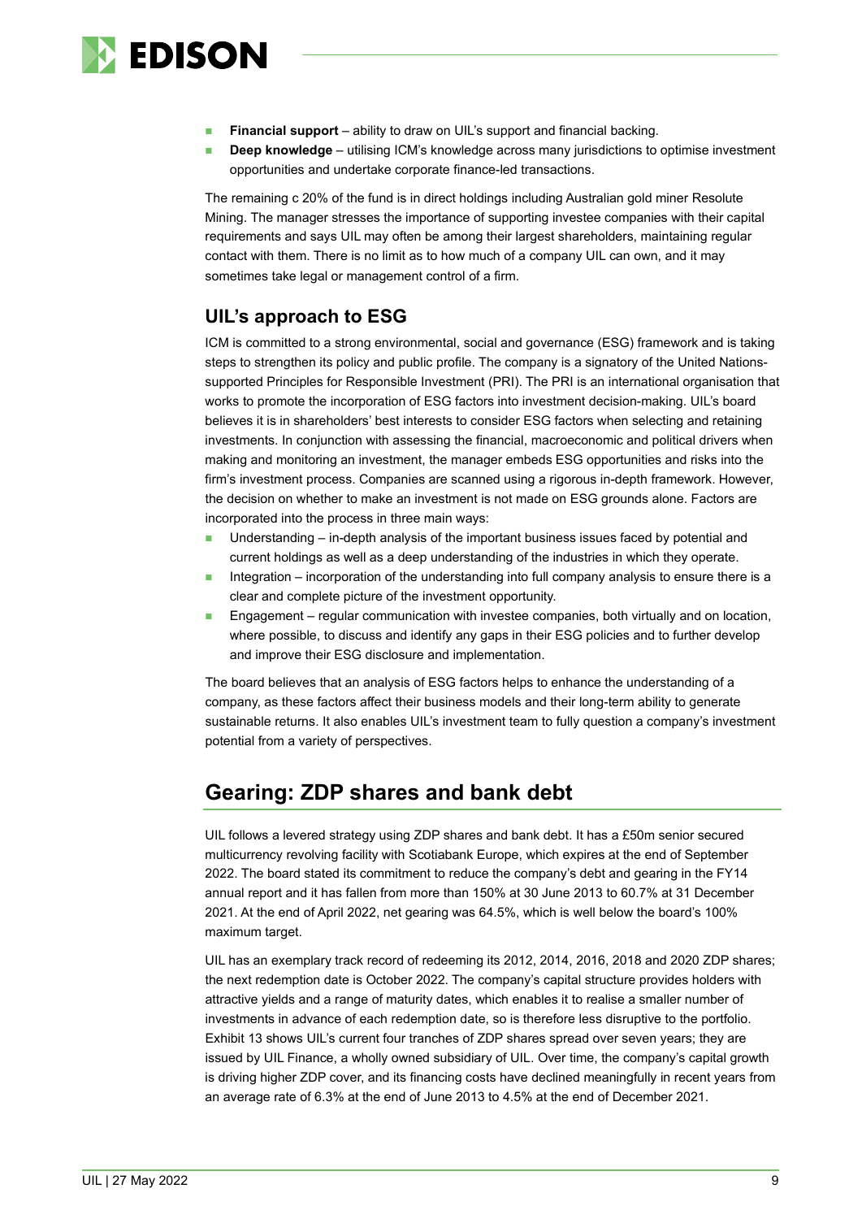- **Financial support** – ability to draw on UIL's support and financial backing.
- **Deep knowledge** – utilising ICM's knowledge across many jurisdictions to optimise investment opportunities and undertake corporate finance-led transactions.

The remaining c 20% of the fund is in direct holdings including Australian gold miner Resolute Mining. The manager stresses the importance of supporting investee companies with their capital requirements and says UIL may often be among their largest shareholders, maintaining regular contact with them. There is no limit as to how much of a company UIL can own, and it may sometimes take legal or management control of a firm.

### UIL's approach to ESG

ICM is committed to a strong environmental, social and governance (ESG) framework and is taking steps to strengthen its policy and public profile. The company is a signatory of the United Nations-supported Principles for Responsible Investment (PRI). The PRI is an international organisation that works to promote the incorporation of ESG factors into investment decision-making. UIL's board believes it is in shareholders' best interests to consider ESG factors when selecting and retaining investments. In conjunction with assessing the financial, macroeconomic and political drivers when making and monitoring an investment, the manager embeds ESG opportunities and risks into the firm's investment process. Companies are scanned using a rigorous in-depth framework. However, the decision on whether to make an investment is not made on ESG grounds alone. Factors are incorporated into the process in three main ways:

- Understanding – in-depth analysis of the important business issues faced by potential and current holdings as well as a deep understanding of the industries in which they operate.
- Integration – incorporation of the understanding into full company analysis to ensure there is a clear and complete picture of the investment opportunity.
- Engagement – regular communication with investee companies, both virtually and on location, where possible, to discuss and identify any gaps in their ESG policies and to further develop and improve their ESG disclosure and implementation.

The board believes that an analysis of ESG factors helps to enhance the understanding of a company, as these factors affect their business models and their long-term ability to generate sustainable returns. It also enables UIL's investment team to fully question a company's investment potential from a variety of perspectives.

## Gearing: ZDP shares and bank debt

UIL follows a levered strategy using ZDP shares and bank debt. It has a £50m senior secured multicurrency revolving facility with Scotiabank Europe, which expires at the end of September 2022. The board stated its commitment to reduce the company's debt and gearing in the FY14 annual report and it has fallen from more than 150% at 30 June 2013 to 60.7% at 31 December 2021. At the end of April 2022, net gearing was 64.5%, which is well below the board's 100% maximum target.

UIL has an exemplary track record of redeeming its 2012, 2014, 2016, 2018 and 2020 ZDP shares; the next redemption date is October 2022. The company's capital structure provides holders with attractive yields and a range of maturity dates, which enables it to realise a smaller number of investments in advance of each redemption date, so is therefore less disruptive to the portfolio. Exhibit 13 shows UIL's current four tranches of ZDP shares spread over seven years; they are issued by UIL Finance, a wholly owned subsidiary of UIL. Over time, the company's capital growth is driving higher ZDP cover, and its financing costs have declined meaningfully in recent years from an average rate of 6.3% at the end of June 2013 to 4.5% at the end of December 2021.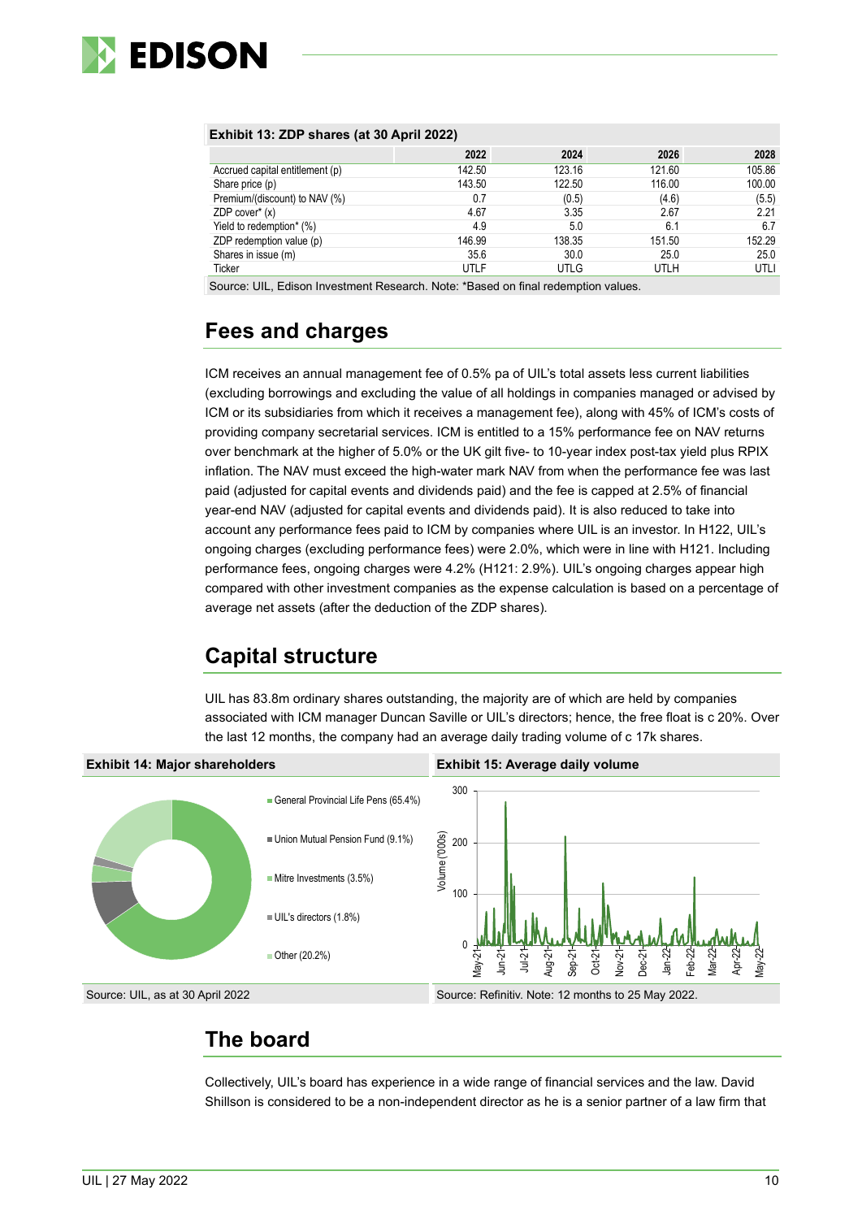**Exhibit 13: ZDP shares (at 30 April 2022)**

| | 2022 | 2024 | 2026 | 2028 |
|---|---|---|---|---|
| Accrued capital entitlement (p) | 142.50 | 123.16 | 121.60 | 105.86 |
| Share price (p) | 143.50 | 122.50 | 116.00 | 100.00 |
| Premium/(discount) to NAV (%) | 0.7 | (0.5) | (4.6) | (5.5) |
| ZDP cover* (x) | 4.67 | 3.35 | 2.67 | 2.21 |
| Yield to redemption* (%) | 4.9 | 5.0 | 6.1 | 6.7 |
| ZDP redemption value (p) | 146.99 | 138.35 | 151.50 | 152.29 |
| Shares in issue (m) | 35.6 | 30.0 | 25.0 | 25.0 |
| Ticker | UTLF | UTLG | UTLH | UTLI |

Source: UIL, Edison Investment Research. Note: *Based on final redemption values.

## Fees and charges

ICM receives an annual management fee of 0.5% pa of UIL's total assets less current liabilities (excluding borrowings and excluding the value of all holdings in companies managed or advised by ICM or its subsidiaries from which it receives a management fee), along with 45% of ICM's costs of providing company secretarial services. ICM is entitled to a 15% performance fee on NAV returns over benchmark at the higher of 5.0% or the UK gilt five- to 10-year index post-tax yield plus RPIX inflation. The NAV must exceed the high-water mark NAV from when the performance fee was last paid (adjusted for capital events and dividends paid) and the fee is capped at 2.5% of financial year-end NAV (adjusted for capital events and dividends paid). It is also reduced to take into account any performance fees paid to ICM by companies where UIL is an investor. In H122, UIL's ongoing charges (excluding performance fees) were 2.0%, which were in line with H121. Including performance fees, ongoing charges were 4.2% (H121: 2.9%). UIL's ongoing charges appear high compared with other investment companies as the expense calculation is based on a percentage of average net assets (after the deduction of the ZDP shares).

## Capital structure

UIL has 83.8m ordinary shares outstanding, the majority are of which are held by companies associated with ICM manager Duncan Saville or UIL's directors; hence, the free float is c 20%. Over the last 12 months, the company had an average daily trading volume of c 17k shares.

**Exhibit 14: Major shareholders**

- General Provincial Life Pens (65.4%)
- Union Mutual Pension Fund (9.1%)
- Mitre Investments (3.5%)
- UIL's directors (1.8%)
- Other (20.2%)

Source: UIL, as at 30 April 2022

**Exhibit 15: Average daily volume**

Source: Refinitiv. Note: 12 months to 25 May 2022.

## The board

Collectively, UIL's board has experience in a wide range of financial services and the law. David Shillson is considered to be a non-independent director as he is a senior partner of a law firm that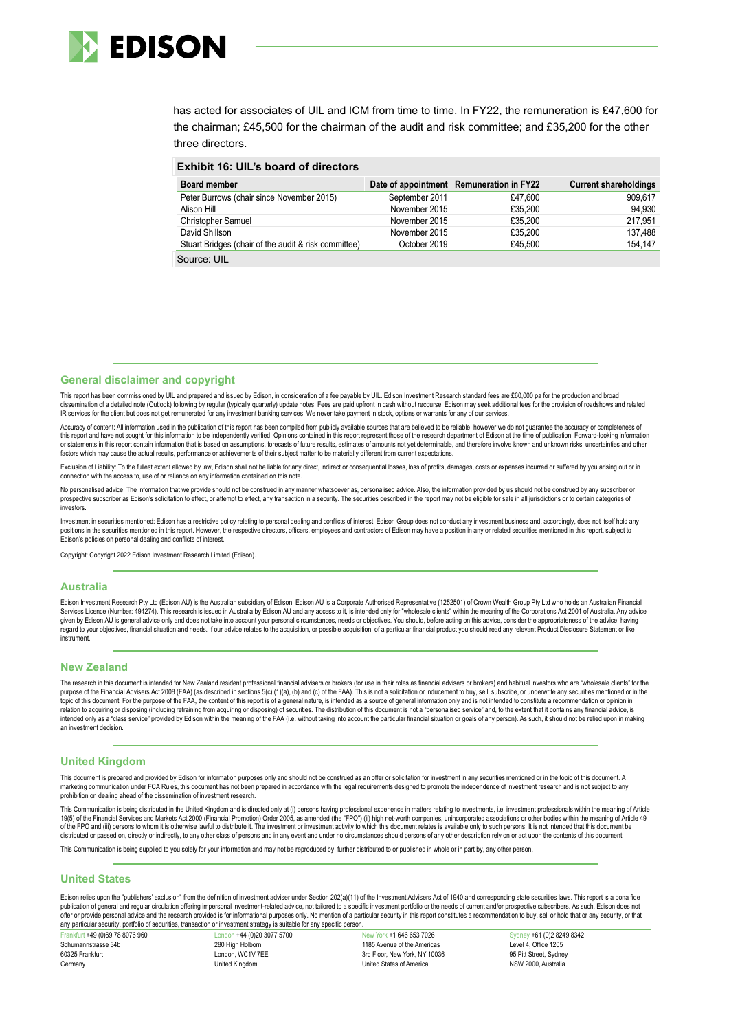has acted for associates of UIL and ICM from time to time. In FY22, the remuneration is £47,600 for the chairman; £45,500 for the chairman of the audit and risk committee; and £35,200 for the other three directors.

**Exhibit 16: UIL's board of directors**

| Board member | Date of appointment | Remuneration in FY22 | Current shareholdings |
|---|---|---|---|
| Peter Burrows (chair since November 2015) | September 2011 | £47,600 | 909,617 |
| Alison Hill | November 2015 | £35,200 | 94,930 |
| Christopher Samuel | November 2015 | £35,200 | 217,951 |
| David Shillson | November 2015 | £35,200 | 137,488 |
| Stuart Bridges (chair of the audit & risk committee) | October 2019 | £45,500 | 154,147 |

Source: UIL

## General disclaimer and copyright

This report has been commissioned by UIL and prepared and issued by Edison, in consideration of a fee payable by UIL. Edison Investment Research standard fees are £60,000 pa for the production and broad dissemination of a detailed note (Outlook) following by regular (typically quarterly) update notes. Fees are paid upfront in cash without recourse. Edison may seek additional fees for the provision of roadshows and related IR services for the client but does not get remunerated for any investment banking services. We never take payment in stock, options or warrants for any of our services.

Accuracy of content: All information used in the publication of this report has been compiled from publicly available sources that are believed to be reliable, however we do not guarantee the accuracy or completeness of this report and have not sought for this information to be independently verified. Opinions contained in this report represent those of the research department of Edison at the time of publication. Forward-looking information or statements in this report contain information that is based on assumptions, forecasts of future results, estimates of amounts not yet determinable, and therefore involve known and unknown risks, uncertainties and other factors which may cause the actual results, performance or achievements of their subject matter to be materially different from current expectations.

Exclusion of Liability: To the fullest extent allowed by law, Edison shall not be liable for any direct, indirect or consequential losses, loss of profits, damages, costs or expenses incurred or suffered by you arising out or in connection with the access to, use of or reliance on any information contained on this note.

No personalised advice: The information that we provide should not be construed in any manner whatsoever as, personalised advice. Also, the information provided by us should not be construed by any subscriber or prospective subscriber as Edison's solicitation to effect, or attempt to effect, any transaction in a security. The securities described in the report may not be eligible for sale in all jurisdictions or to certain categories of investors.

Investment in securities mentioned: Edison has a restrictive policy relating to personal dealing and conflicts of interest. Edison Group does not conduct any investment business and, accordingly, does not itself hold any positions in the securities mentioned in this report. However, the respective directors, officers, employees and contractors of Edison may have a position in any or related securities mentioned in this report, subject to Edison's policies on personal dealing and conflicts of interest.

Copyright: Copyright 2022 Edison Investment Research Limited (Edison).

## Australia

Edison Investment Research Pty Ltd (Edison AU) is the Australian subsidiary of Edison. Edison AU is a Corporate Authorised Representative (1252501) of Crown Wealth Group Pty Ltd who holds an Australian Financial Services Licence (Number: 494274). This research is issued in Australia by Edison AU and any access to it, is intended only for "wholesale clients" within the meaning of the Corporations Act 2001 of Australia. Any advice given by Edison AU is general advice only and does not take into account your personal circumstances, needs or objectives. You should, before acting on this advice, consider the appropriateness of the advice, having regard to your objectives, financial situation and needs. If our advice relates to the acquisition, or possible acquisition, of a particular financial product you should read any relevant Product Disclosure Statement or like instrument.

## New Zealand

The research in this document is intended for New Zealand resident professional financial advisers or brokers (for use in their roles as financial advisers or brokers) and habitual investors who are "wholesale clients" for the purpose of the Financial Advisers Act 2008 (FAA) (as described in sections 5(c) (1)(a), (b) and (c) of the FAA). This is not a solicitation or inducement to buy, sell, subscribe, or underwrite any securities mentioned or in the topic of this document. For the purpose of the FAA, the content of this report is of a general nature, is intended as a source of general information only and is not intended to constitute a recommendation or opinion in relation to acquiring or disposing (including refraining from acquiring or disposing) of securities. The distribution of this document is not a "personalised service" and, to the extent that it contains any financial advice, is intended only as a "class service" provided by Edison within the meaning of the FAA (i.e. without taking into account the particular financial situation or goals of any person). As such, it should not be relied upon in making an investment decision.

## United Kingdom

This document is prepared and provided by Edison for information purposes only and should not be construed as an offer or solicitation for investment in any securities mentioned or in the topic of this document. A marketing communication under FCA Rules, this document has not been prepared in accordance with the legal requirements designed to promote the independence of investment research and is not subject to any prohibition on dealing ahead of the dissemination of investment research.

This Communication is being distributed in the United Kingdom and is directed only at (i) persons having professional experience in matters relating to investments, i.e. investment professionals within the meaning of Article 19(5) of the Financial Services and Markets Act 2000 (Financial Promotion) Order 2005, as amended (the "FPO") (ii) high net-worth companies, unincorporated associations or other bodies within the meaning of Article 49 of the FPO and (iii) persons to whom it is otherwise lawful to distribute it. The investment or investment activity to which this document relates is available only to such persons. It is not intended that this document be distributed or passed on, directly or indirectly, to any other class of persons and in any event and under no circumstances should persons of any other description rely on or act upon the contents of this document.

This Communication is being supplied to you solely for your information and may not be reproduced by, further distributed to or published in whole or in part by, any other person.

## United States

Edison relies upon the "publishers' exclusion" from the definition of investment adviser under Section 202(a)(11) of the Investment Advisers Act of 1940 and corresponding state securities laws. This report is a bona fide publication of general and regular circulation offering impersonal investment-related advice, not tailored to a specific investment portfolio or the needs of current and/or prospective subscribers. As such, Edison does not offer or provide personal advice and the research provided is for informational purposes only. No mention of a particular security in this report constitutes a recommendation to buy, sell or hold that or any security, or that any particular security, portfolio of securities, transaction or investment strategy is suitable for any specific person.

Frankfurt +49 (0)69 78 8076 960
Schumannstrasse 34b
60325 Frankfurt
Germany

London +44 (0)20 3077 5700
280 High Holborn
London, WC1V 7EE
United Kingdom

New York +1 646 653 7026
1185 Avenue of the Americas
3rd Floor, New York, NY 10036
United States of America

Sydney +61 (0)2 8249 8342
Level 4, Office 1205
95 Pitt Street, Sydney
NSW 2000, Australia